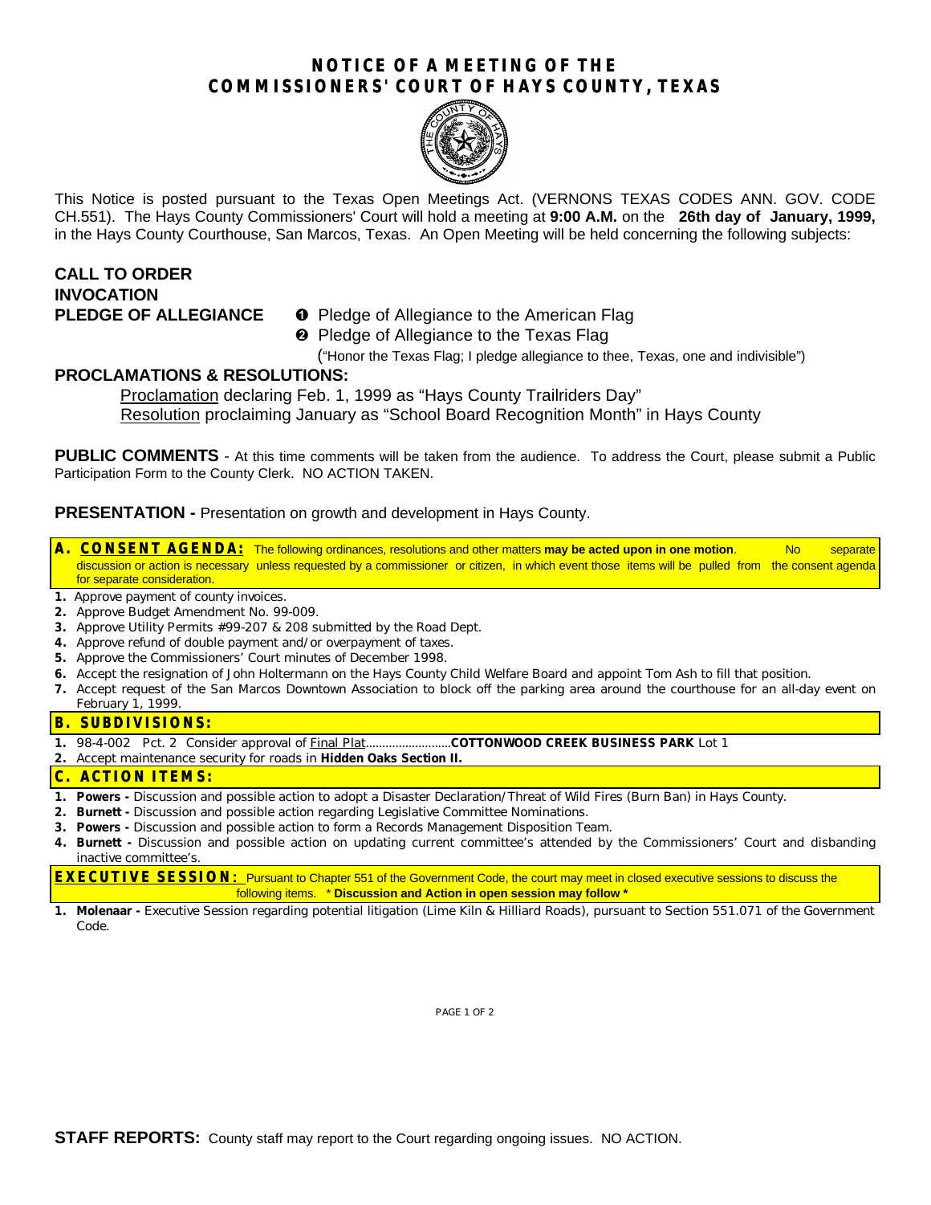# NOTICE OF A MEETING OF THE COMMISSIONERS' COURT OF HAYS COUNTY, TEXAS

This Notice is posted pursuant to the Texas Open Meetings Act. (VERNONS TEXAS CODES ANN. GOV. CODE CH.551). The Hays County Commissioners' Court will hold a meeting at **9:00 A.M.** on the **26th day of January, 1999,** in the Hays County Courthouse, San Marcos, Texas. An Open Meeting will be held concerning the following subjects:

**CALL TO ORDER**

**INVOCATION**

**PLEDGE OF ALLEGIANCE**

- ❶ Pledge of Allegiance to the American Flag
- ❷ Pledge of Allegiance to the Texas Flag
  ("Honor the Texas Flag; I pledge allegiance to thee, Texas, one and indivisible")

**PROCLAMATIONS & RESOLUTIONS:**

Proclamation declaring Feb. 1, 1999 as "Hays County Trailriders Day"

Resolution proclaiming January as "School Board Recognition Month" in Hays County

**PUBLIC COMMENTS** - At this time comments will be taken from the audience. To address the Court, please submit a Public Participation Form to the County Clerk. NO ACTION TAKEN.

**PRESENTATION -** Presentation on growth and development in Hays County.

## A. CONSENT AGENDA:

The following ordinances, resolutions and other matters **may be acted upon in one motion**. No separate discussion or action is necessary unless requested by a commissioner or citizen, in which event those items will be pulled from the consent agenda for separate consideration.

1. Approve payment of county invoices.
2. Approve Budget Amendment No. 99-009.
3. Approve Utility Permits #99-207 & 208 submitted by the Road Dept.
4. Approve refund of double payment and/or overpayment of taxes.
5. Approve the Commissioners' Court minutes of December 1998.
6. Accept the resignation of John Holtermann on the Hays County Child Welfare Board and appoint Tom Ash to fill that position.
7. Accept request of the San Marcos Downtown Association to block off the parking area around the courthouse for an all-day event on February 1, 1999.

## B. SUBDIVISIONS:

1. 98-4-002 Pct. 2 Consider approval of Final Plat..........................**COTTONWOOD CREEK BUSINESS PARK** Lot 1
2. Accept maintenance security for roads in **Hidden Oaks Section II.**

## C. ACTION ITEMS:

1. **Powers -** Discussion and possible action to adopt a Disaster Declaration/Threat of Wild Fires (Burn Ban) in Hays County.
2. **Burnett -** Discussion and possible action regarding Legislative Committee Nominations.
3. **Powers -** Discussion and possible action to form a Records Management Disposition Team.
4. **Burnett -** Discussion and possible action on updating current committee's attended by the Commissioners' Court and disbanding inactive committee's.

## EXECUTIVE SESSION:

Pursuant to Chapter 551 of the Government Code, the court may meet in closed executive sessions to discuss the following items. **\* Discussion and Action in open session may follow \***

1. **Molenaar -** Executive Session regarding potential litigation (Lime Kiln & Hilliard Roads), pursuant to Section 551.071 of the Government Code.

**STAFF REPORTS:** County staff may report to the Court regarding ongoing issues. NO ACTION.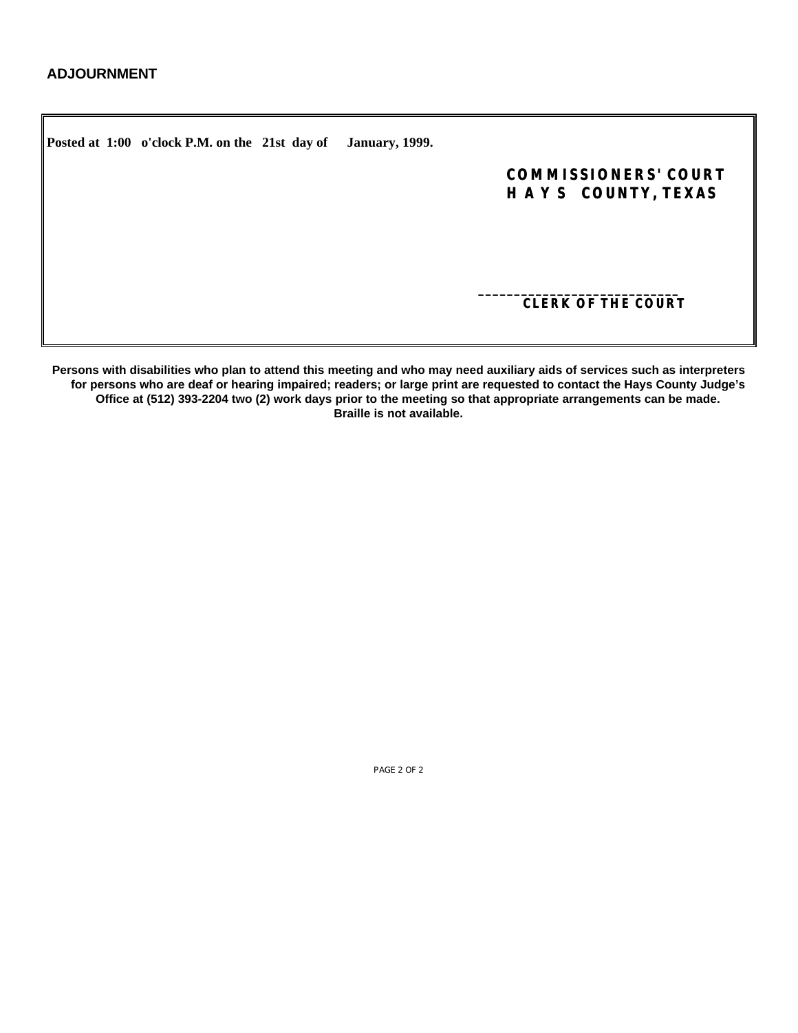## ADJOURNMENT

**Posted at 1:00 o'clock P.M. on the 21st day of January, 1999.**

**COMMISSIONERS' COURT**
**HAYS COUNTY, TEXAS**

_____________________________
**CLERK OF THE COURT**

**Persons with disabilities who plan to attend this meeting and who may need auxiliary aids of services such as interpreters for persons who are deaf or hearing impaired; readers; or large print are requested to contact the Hays County Judge's Office at (512) 393-2204 two (2) work days prior to the meeting so that appropriate arrangements can be made. Braille is not available.**